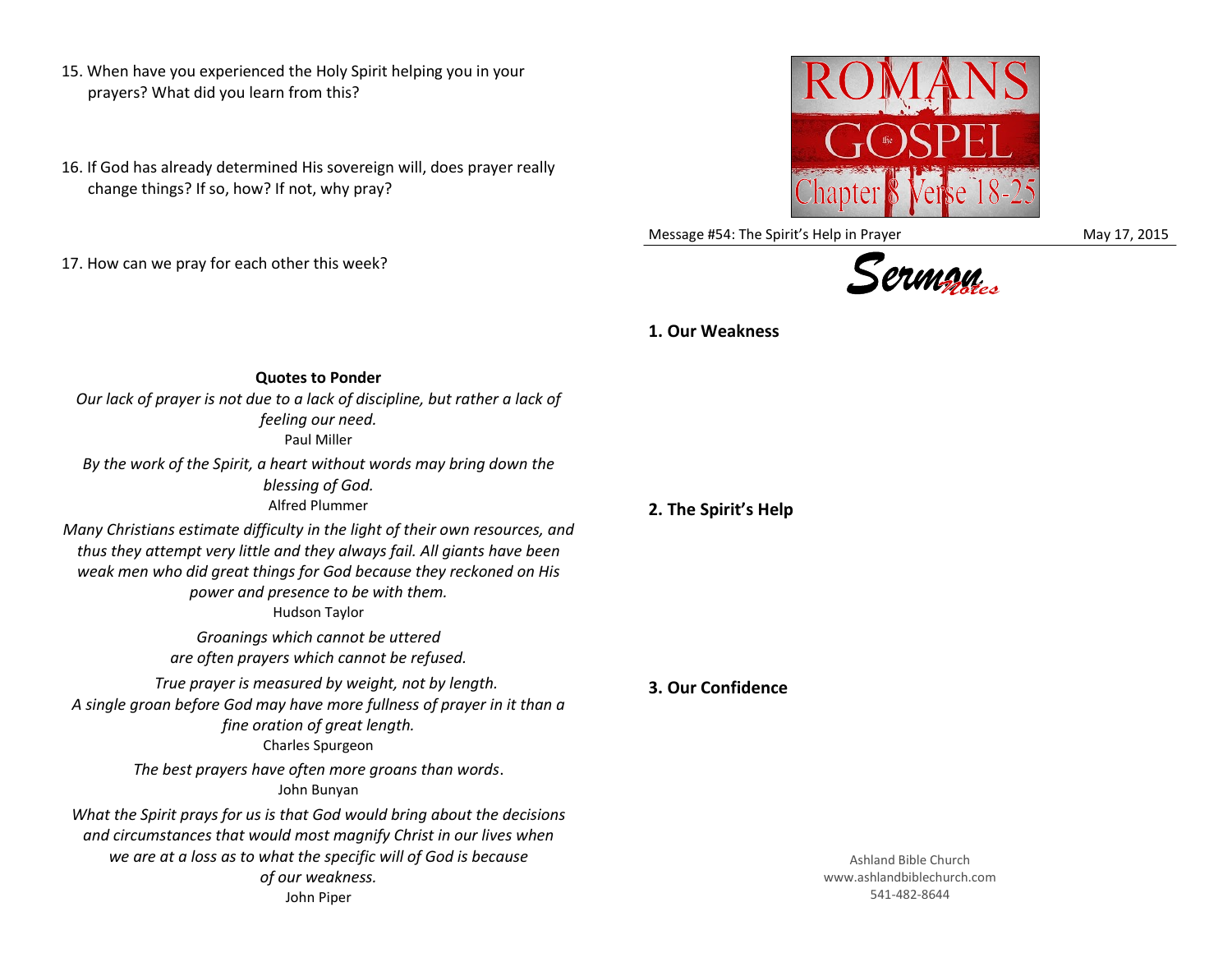15. When have you experienced the Holy Spirit helping you in your prayers? What did you learn from this?

16. If God has already determined His sovereign will, does prayer really change things? If so, how? If not, why pray?

17. How can we pray for each other this week?

**Quotes to Ponder**

*Our lack of prayer is not due to a lack of discipline, but rather a lack of feeling our need.*
Paul Miller

*By the work of the Spirit, a heart without words may bring down the blessing of God.*
Alfred Plummer

*Many Christians estimate difficulty in the light of their own resources, and thus they attempt very little and they always fail. All giants have been weak men who did great things for God because they reckoned on His power and presence to be with them.*
Hudson Taylor

*Groanings which cannot be uttered are often prayers which cannot be refused.*

*True prayer is measured by weight, not by length. A single groan before God may have more fullness of prayer in it than a fine oration of great length.*
Charles Spurgeon

*The best prayers have often more groans than words.*
John Bunyan

*What the Spirit prays for us is that God would bring about the decisions and circumstances that would most magnify Christ in our lives when we are at a loss as to what the specific will of God is because of our weakness.*
John Piper

ROMANS the GOSPEL Chapter 8 Verse 18-25

Message #54: The Spirit's Help in Prayer — May 17, 2015

Sermon Notes

**1. Our Weakness**

**2. The Spirit's Help**

**3. Our Confidence**

Ashland Bible Church
www.ashlandbiblechurch.com
541-482-8644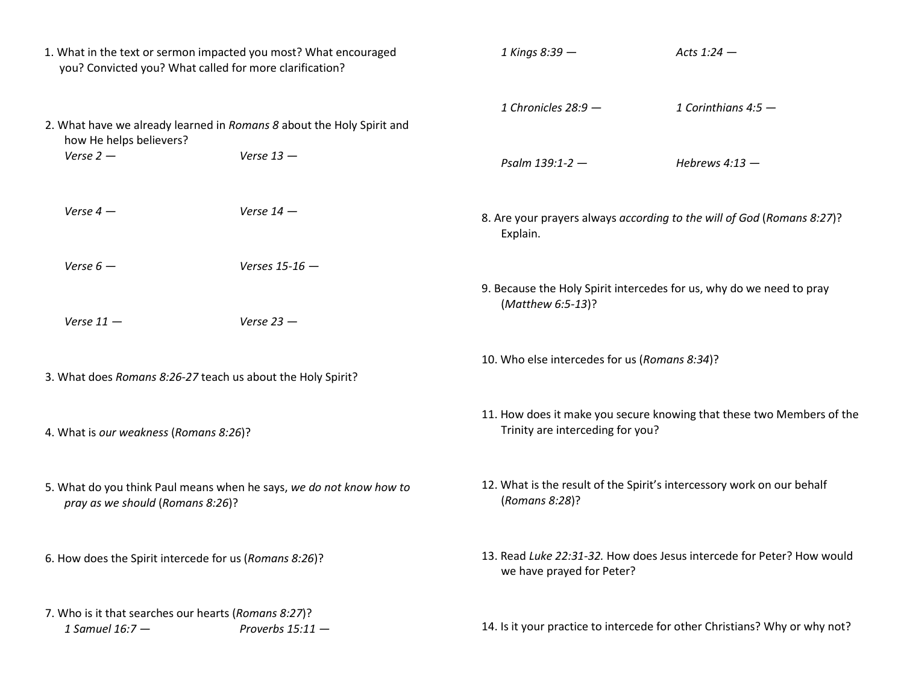1. What in the text or sermon impacted you most? What encouraged you? Convicted you? What called for more clarification?

2. What have we already learned in *Romans 8* about the Holy Spirit and how He helps believers?

   *Verse 2 —*

   *Verse 4 —*

   *Verse 6 —*

   *Verse 11 —*

   *Verse 13 —*

   *Verse 14 —*

   *Verses 15-16 —*

   *Verse 23 —*

3. What does *Romans 8:26-27* teach us about the Holy Spirit?

4. What is *our weakness* (*Romans 8:26*)?

5. What do you think Paul means when he says, *we do not know how to pray as we should* (*Romans 8:26*)?

6. How does the Spirit intercede for us (*Romans 8:26*)?

7. Who is it that searches our hearts (*Romans 8:27*)?

   *1 Samuel 16:7 —*

   *Proverbs 15:11 —*

   *1 Kings 8:39 —*

   *1 Chronicles 28:9 —*

   *Psalm 139:1-2 —*

   *Acts 1:24 —*

   *1 Corinthians 4:5 —*

   *Hebrews 4:13 —*

8. Are your prayers always *according to the will of God* (*Romans 8:27*)? Explain.

9. Because the Holy Spirit intercedes for us, why do we need to pray (*Matthew 6:5-13*)?

10. Who else intercedes for us (*Romans 8:34*)?

11. How does it make you secure knowing that these two Members of the Trinity are interceding for you?

12. What is the result of the Spirit's intercessory work on our behalf (*Romans 8:28*)?

13. Read *Luke 22:31-32.* How does Jesus intercede for Peter? How would we have prayed for Peter?

14. Is it your practice to intercede for other Christians? Why or why not?